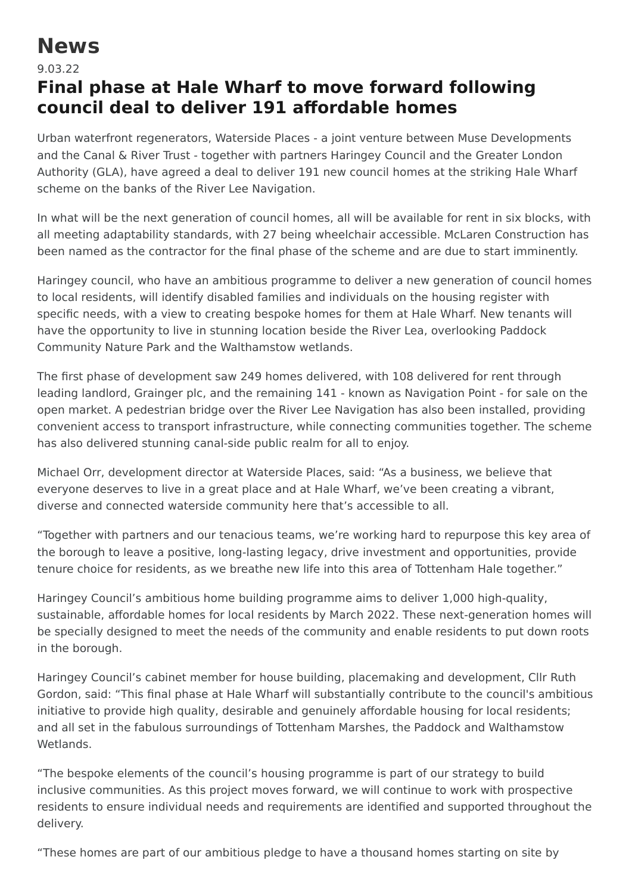# News

9.03.22

## Final phase at Hale Wharf to move forward following council deal to deliver 191 affordable homes

Urban waterfront regenerators, Waterside Places - a joint venture between Muse Developments and the Canal & River Trust - together with partners Haringey Council and the Greater London Authority (GLA), have agreed a deal to deliver 191 new council homes at the striking Hale Wharf scheme on the banks of the River Lee Navigation.

In what will be the next generation of council homes, all will be available for rent in six blocks, with all meeting adaptability standards, with 27 being wheelchair accessible. McLaren Construction has been named as the contractor for the final phase of the scheme and are due to start imminently.

Haringey council, who have an ambitious programme to deliver a new generation of council homes to local residents, will identify disabled families and individuals on the housing register with specific needs, with a view to creating bespoke homes for them at Hale Wharf. New tenants will have the opportunity to live in stunning location beside the River Lea, overlooking Paddock Community Nature Park and the Walthamstow wetlands.

The first phase of development saw 249 homes delivered, with 108 delivered for rent through leading landlord, Grainger plc, and the remaining 141 - known as Navigation Point - for sale on the open market. A pedestrian bridge over the River Lee Navigation has also been installed, providing convenient access to transport infrastructure, while connecting communities together. The scheme has also delivered stunning canal-side public realm for all to enjoy.

Michael Orr, development director at Waterside Places, said: "As a business, we believe that everyone deserves to live in a great place and at Hale Wharf, we've been creating a vibrant, diverse and connected waterside community here that's accessible to all.

"Together with partners and our tenacious teams, we're working hard to repurpose this key area of the borough to leave a positive, long-lasting legacy, drive investment and opportunities, provide tenure choice for residents, as we breathe new life into this area of Tottenham Hale together."

Haringey Council's ambitious home building programme aims to deliver 1,000 high-quality, sustainable, affordable homes for local residents by March 2022. These next-generation homes will be specially designed to meet the needs of the community and enable residents to put down roots in the borough.

Haringey Council's cabinet member for house building, placemaking and development, Cllr Ruth Gordon, said: "This final phase at Hale Wharf will substantially contribute to the council's ambitious initiative to provide high quality, desirable and genuinely affordable housing for local residents; and all set in the fabulous surroundings of Tottenham Marshes, the Paddock and Walthamstow Wetlands.

"The bespoke elements of the council's housing programme is part of our strategy to build inclusive communities. As this project moves forward, we will continue to work with prospective residents to ensure individual needs and requirements are identified and supported throughout the delivery.

"These homes are part of our ambitious pledge to have a thousand homes starting on site by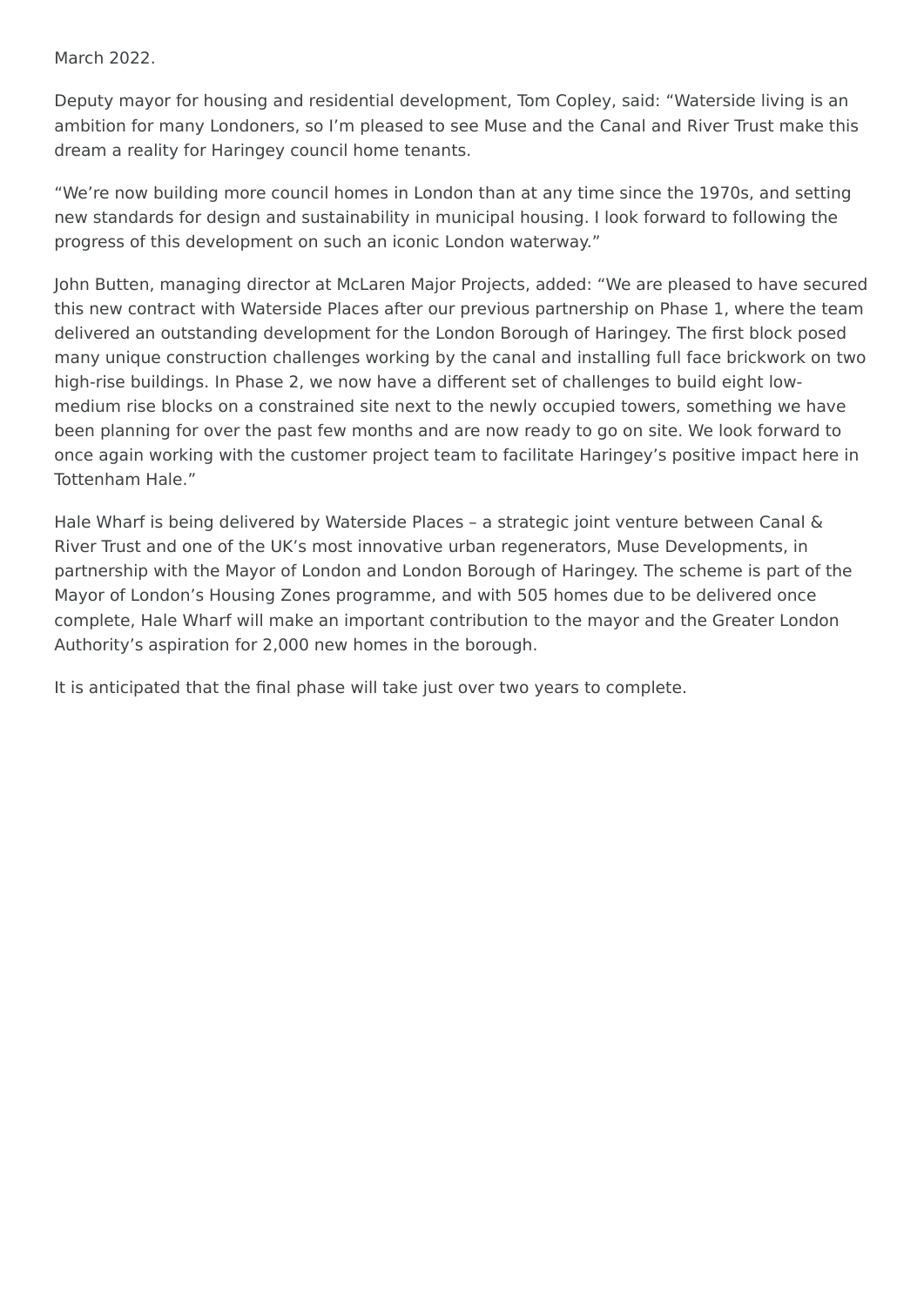March 2022.

Deputy mayor for housing and residential development, Tom Copley, said: “Waterside living is an ambition for many Londoners, so I’m pleased to see Muse and the Canal and River Trust make this dream a reality for Haringey council home tenants.

“We’re now building more council homes in London than at any time since the 1970s, and setting new standards for design and sustainability in municipal housing. I look forward to following the progress of this development on such an iconic London waterway.”

John Butten, managing director at McLaren Major Projects, added: “We are pleased to have secured this new contract with Waterside Places after our previous partnership on Phase 1, where the team delivered an outstanding development for the London Borough of Haringey. The first block posed many unique construction challenges working by the canal and installing full face brickwork on two high-rise buildings. In Phase 2, we now have a different set of challenges to build eight low-medium rise blocks on a constrained site next to the newly occupied towers, something we have been planning for over the past few months and are now ready to go on site. We look forward to once again working with the customer project team to facilitate Haringey’s positive impact here in Tottenham Hale.”

Hale Wharf is being delivered by Waterside Places – a strategic joint venture between Canal & River Trust and one of the UK’s most innovative urban regenerators, Muse Developments, in partnership with the Mayor of London and London Borough of Haringey. The scheme is part of the Mayor of London’s Housing Zones programme, and with 505 homes due to be delivered once complete, Hale Wharf will make an important contribution to the mayor and the Greater London Authority’s aspiration for 2,000 new homes in the borough.

It is anticipated that the final phase will take just over two years to complete.